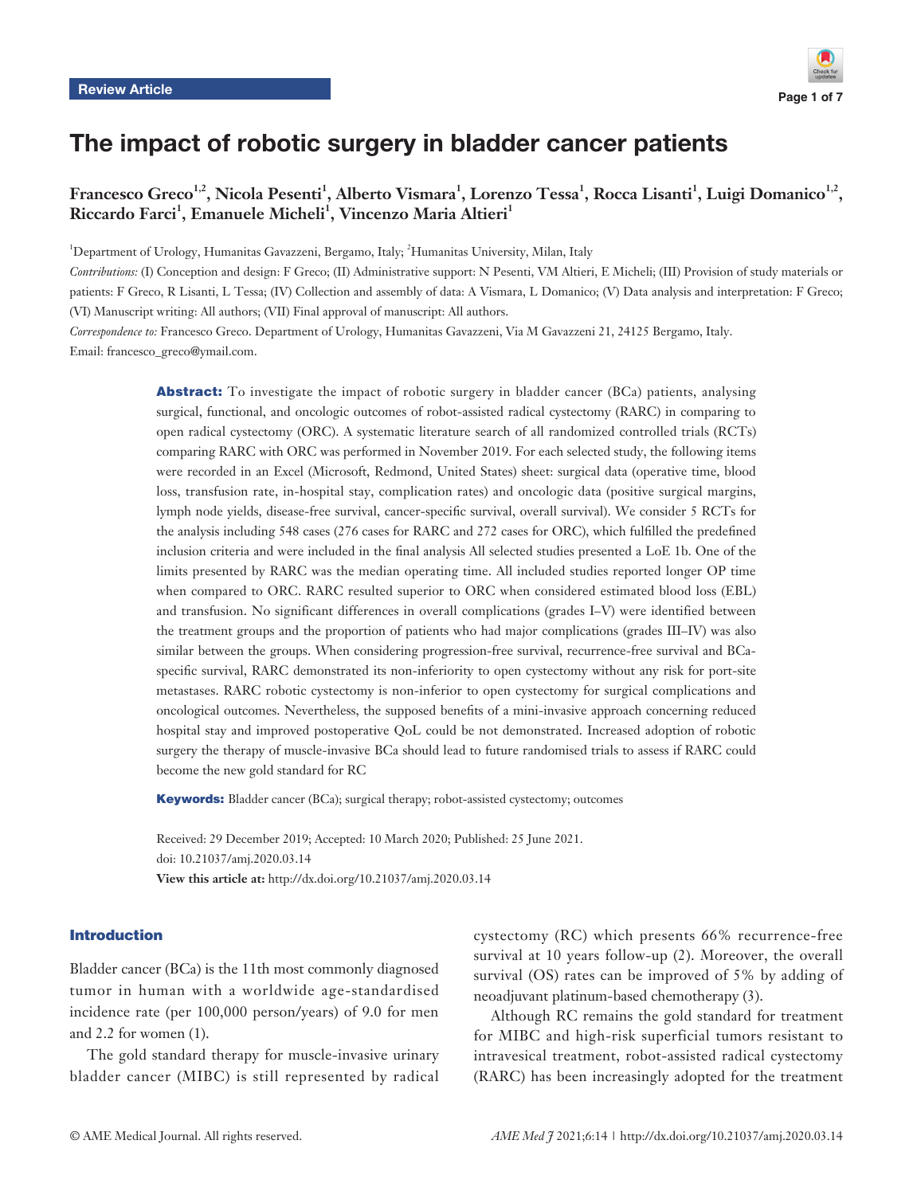Review Article

# The impact of robotic surgery in bladder cancer patients

**Francesco Greco[1,2], Nicola Pesenti[1], Alberto Vismara[1], Lorenzo Tessa[1], Rocca Lisanti[1], Luigi Domanico[1,2], Riccardo Farci[1], Emanuele Micheli[1], Vincenzo Maria Altieri[1]**

[1]Department of Urology, Humanitas Gavazzeni, Bergamo, Italy; [2]Humanitas University, Milan, Italy

*Contributions:* (I) Conception and design: F Greco; (II) Administrative support: N Pesenti, VM Altieri, E Micheli; (III) Provision of study materials or patients: F Greco, R Lisanti, L Tessa; (IV) Collection and assembly of data: A Vismara, L Domanico; (V) Data analysis and interpretation: F Greco; (VI) Manuscript writing: All authors; (VII) Final approval of manuscript: All authors.

*Correspondence to:* Francesco Greco. Department of Urology, Humanitas Gavazzeni, Via M Gavazzeni 21, 24125 Bergamo, Italy. Email: francesco_greco@ymail.com.

**Abstract:** To investigate the impact of robotic surgery in bladder cancer (BCa) patients, analysing surgical, functional, and oncologic outcomes of robot-assisted radical cystectomy (RARC) in comparing to open radical cystectomy (ORC). A systematic literature search of all randomized controlled trials (RCTs) comparing RARC with ORC was performed in November 2019. For each selected study, the following items were recorded in an Excel (Microsoft, Redmond, United States) sheet: surgical data (operative time, blood loss, transfusion rate, in-hospital stay, complication rates) and oncologic data (positive surgical margins, lymph node yields, disease-free survival, cancer-specific survival, overall survival). We consider 5 RCTs for the analysis including 548 cases (276 cases for RARC and 272 cases for ORC), which fulfilled the predefined inclusion criteria and were included in the final analysis All selected studies presented a LoE 1b. One of the limits presented by RARC was the median operating time. All included studies reported longer OP time when compared to ORC. RARC resulted superior to ORC when considered estimated blood loss (EBL) and transfusion. No significant differences in overall complications (grades I–V) were identified between the treatment groups and the proportion of patients who had major complications (grades III–IV) was also similar between the groups. When considering progression-free survival, recurrence-free survival and BCa-specific survival, RARC demonstrated its non-inferiority to open cystectomy without any risk for port-site metastases. RARC robotic cystectomy is non-inferior to open cystectomy for surgical complications and oncological outcomes. Nevertheless, the supposed benefits of a mini-invasive approach concerning reduced hospital stay and improved postoperative QoL could be not demonstrated. Increased adoption of robotic surgery the therapy of muscle-invasive BCa should lead to future randomised trials to assess if RARC could become the new gold standard for RC

**Keywords:** Bladder cancer (BCa); surgical therapy; robot-assisted cystectomy; outcomes

Received: 29 December 2019; Accepted: 10 March 2020; Published: 25 June 2021.
doi: 10.21037/amj.2020.03.14
**View this article at:** http://dx.doi.org/10.21037/amj.2020.03.14

## Introduction

Bladder cancer (BCa) is the 11th most commonly diagnosed tumor in human with a worldwide age-standardised incidence rate (per 100,000 person/years) of 9.0 for men and 2.2 for women (1).

The gold standard therapy for muscle-invasive urinary bladder cancer (MIBC) is still represented by radical cystectomy (RC) which presents 66% recurrence-free survival at 10 years follow-up (2). Moreover, the overall survival (OS) rates can be improved of 5% by adding of neoadjuvant platinum-based chemotherapy (3).

Although RC remains the gold standard for treatment for MIBC and high-risk superficial tumors resistant to intravesical treatment, robot-assisted radical cystectomy (RARC) has been increasingly adopted for the treatment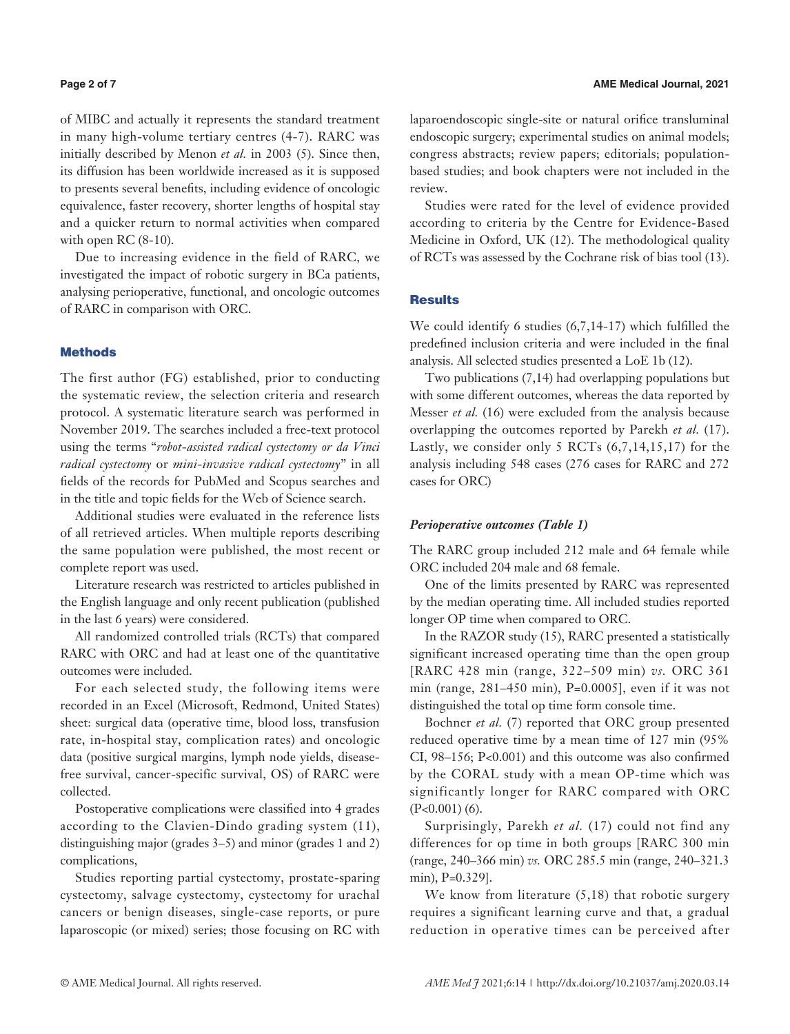of MIBC and actually it represents the standard treatment in many high-volume tertiary centres (4-7). RARC was initially described by Menon *et al.* in 2003 (5). Since then, its diffusion has been worldwide increased as it is supposed to presents several benefits, including evidence of oncologic equivalence, faster recovery, shorter lengths of hospital stay and a quicker return to normal activities when compared with open RC (8-10).

Due to increasing evidence in the field of RARC, we investigated the impact of robotic surgery in BCa patients, analysing perioperative, functional, and oncologic outcomes of RARC in comparison with ORC.

## Methods

The first author (FG) established, prior to conducting the systematic review, the selection criteria and research protocol. A systematic literature search was performed in November 2019. The searches included a free-text protocol using the terms "*robot-assisted radical cystectomy or da Vinci radical cystectomy* or *mini-invasive radical cystectomy*" in all fields of the records for PubMed and Scopus searches and in the title and topic fields for the Web of Science search.

Additional studies were evaluated in the reference lists of all retrieved articles. When multiple reports describing the same population were published, the most recent or complete report was used.

Literature research was restricted to articles published in the English language and only recent publication (published in the last 6 years) were considered.

All randomized controlled trials (RCTs) that compared RARC with ORC and had at least one of the quantitative outcomes were included.

For each selected study, the following items were recorded in an Excel (Microsoft, Redmond, United States) sheet: surgical data (operative time, blood loss, transfusion rate, in-hospital stay, complication rates) and oncologic data (positive surgical margins, lymph node yields, disease-free survival, cancer-specific survival, OS) of RARC were collected.

Postoperative complications were classified into 4 grades according to the Clavien-Dindo grading system (11), distinguishing major (grades 3–5) and minor (grades 1 and 2) complications,

Studies reporting partial cystectomy, prostate-sparing cystectomy, salvage cystectomy, cystectomy for urachal cancers or benign diseases, single-case reports, or pure laparoscopic (or mixed) series; those focusing on RC with laparoendoscopic single-site or natural orifice transluminal endoscopic surgery; experimental studies on animal models; congress abstracts; review papers; editorials; population-based studies; and book chapters were not included in the review.

Studies were rated for the level of evidence provided according to criteria by the Centre for Evidence-Based Medicine in Oxford, UK (12). The methodological quality of RCTs was assessed by the Cochrane risk of bias tool (13).

## Results

We could identify 6 studies (6,7,14-17) which fulfilled the predefined inclusion criteria and were included in the final analysis. All selected studies presented a LoE 1b (12).

Two publications (7,14) had overlapping populations but with some different outcomes, whereas the data reported by Messer *et al.* (16) were excluded from the analysis because overlapping the outcomes reported by Parekh *et al.* (17). Lastly, we consider only 5 RCTs (6,7,14,15,17) for the analysis including 548 cases (276 cases for RARC and 272 cases for ORC)

### *Perioperative outcomes (Table 1)*

The RARC group included 212 male and 64 female while ORC included 204 male and 68 female.

One of the limits presented by RARC was represented by the median operating time. All included studies reported longer OP time when compared to ORC.

In the RAZOR study (15), RARC presented a statistically significant increased operating time than the open group [RARC 428 min (range, 322–509 min) *vs.* ORC 361 min (range, 281–450 min), P=0.0005], even if it was not distinguished the total op time form console time.

Bochner *et al.* (7) reported that ORC group presented reduced operative time by a mean time of 127 min (95% CI, 98–156; P<0.001) and this outcome was also confirmed by the CORAL study with a mean OP-time which was significantly longer for RARC compared with ORC (P<0.001) (6).

Surprisingly, Parekh *et al.* (17) could not find any differences for op time in both groups [RARC 300 min (range, 240–366 min) *vs.* ORC 285.5 min (range, 240–321.3 min), P=0.329].

We know from literature (5,18) that robotic surgery requires a significant learning curve and that, a gradual reduction in operative times can be perceived after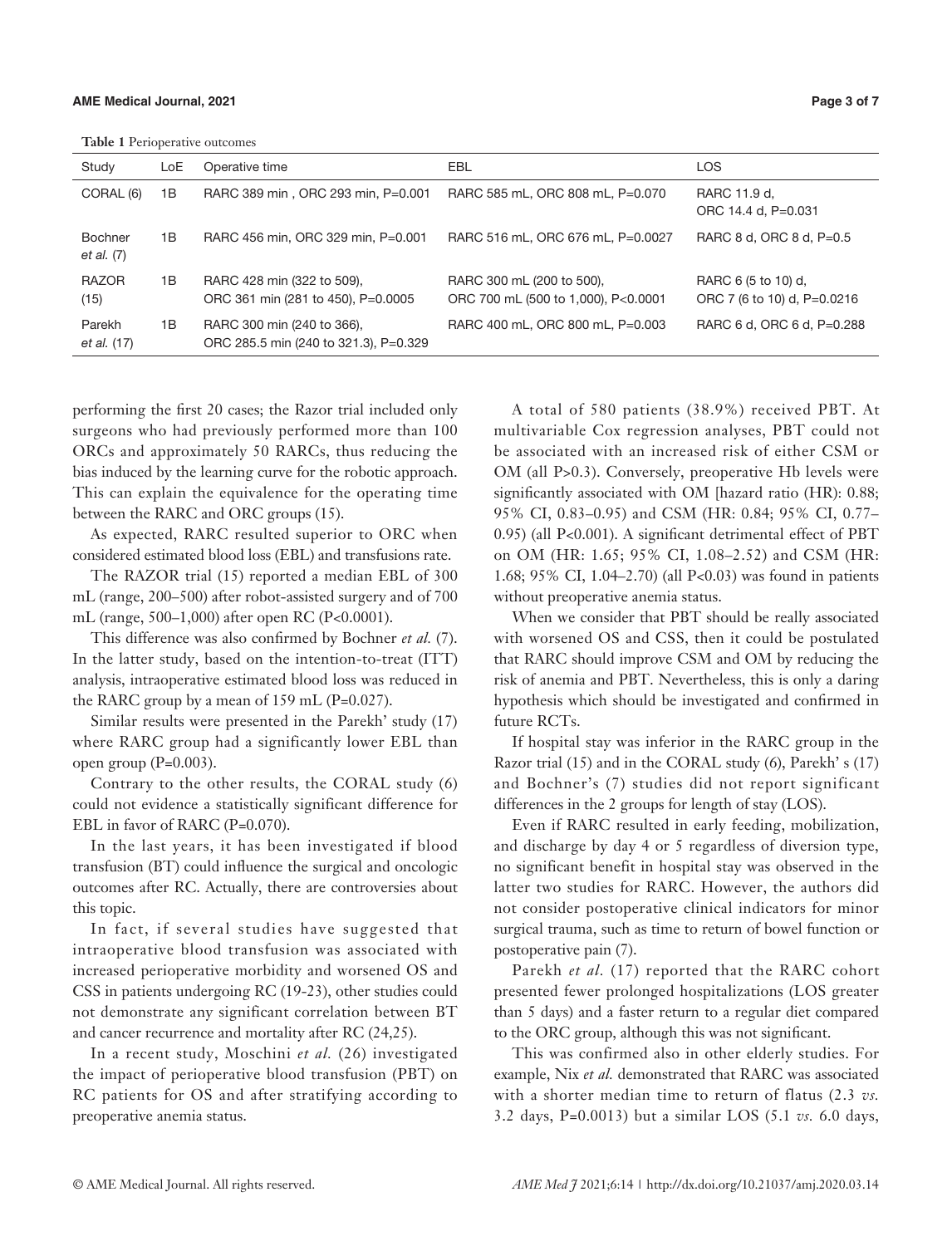**Table 1** Perioperative outcomes

| Study | LoE | Operative time | EBL | LOS |
|---|---|---|---|---|
| CORAL (6) | 1B | RARC 389 min , ORC 293 min, P=0.001 | RARC 585 mL, ORC 808 mL, P=0.070 | RARC 11.9 d, ORC 14.4 d, P=0.031 |
| Bochner *et al.* (7) | 1B | RARC 456 min, ORC 329 min, P=0.001 | RARC 516 mL, ORC 676 mL, P=0.0027 | RARC 8 d, ORC 8 d, P=0.5 |
| RAZOR (15) | 1B | RARC 428 min (322 to 509), ORC 361 min (281 to 450), P=0.0005 | RARC 300 mL (200 to 500), ORC 700 mL (500 to 1,000), P<0.0001 | RARC 6 (5 to 10) d, ORC 7 (6 to 10) d, P=0.0216 |
| Parekh *et al.* (17) | 1B | RARC 300 min (240 to 366), ORC 285.5 min (240 to 321.3), P=0.329 | RARC 400 mL, ORC 800 mL, P=0.003 | RARC 6 d, ORC 6 d, P=0.288 |

performing the first 20 cases; the Razor trial included only surgeons who had previously performed more than 100 ORCs and approximately 50 RARCs, thus reducing the bias induced by the learning curve for the robotic approach. This can explain the equivalence for the operating time between the RARC and ORC groups (15).

As expected, RARC resulted superior to ORC when considered estimated blood loss (EBL) and transfusions rate.

The RAZOR trial (15) reported a median EBL of 300 mL (range, 200–500) after robot-assisted surgery and of 700 mL (range, 500–1,000) after open RC (P<0.0001).

This difference was also confirmed by Bochner *et al.* (7). In the latter study, based on the intention-to-treat (ITT) analysis, intraoperative estimated blood loss was reduced in the RARC group by a mean of 159 mL (P=0.027).

Similar results were presented in the Parekh' study (17) where RARC group had a significantly lower EBL than open group (P=0.003).

Contrary to the other results, the CORAL study (6) could not evidence a statistically significant difference for EBL in favor of RARC (P=0.070).

In the last years, it has been investigated if blood transfusion (BT) could influence the surgical and oncologic outcomes after RC. Actually, there are controversies about this topic.

In fact, if several studies have suggested that intraoperative blood transfusion was associated with increased perioperative morbidity and worsened OS and CSS in patients undergoing RC (19-23), other studies could not demonstrate any significant correlation between BT and cancer recurrence and mortality after RC (24,25).

In a recent study, Moschini *et al.* (26) investigated the impact of perioperative blood transfusion (PBT) on RC patients for OS and after stratifying according to preoperative anemia status.

A total of 580 patients (38.9%) received PBT. At multivariable Cox regression analyses, PBT could not be associated with an increased risk of either CSM or OM (all P>0.3). Conversely, preoperative Hb levels were significantly associated with OM [hazard ratio (HR): 0.88; 95% CI, 0.83–0.95) and CSM (HR: 0.84; 95% CI, 0.77–0.95) (all P<0.001). A significant detrimental effect of PBT on OM (HR: 1.65; 95% CI, 1.08–2.52) and CSM (HR: 1.68; 95% CI, 1.04–2.70) (all P<0.03) was found in patients without preoperative anemia status.

When we consider that PBT should be really associated with worsened OS and CSS, then it could be postulated that RARC should improve CSM and OM by reducing the risk of anemia and PBT. Nevertheless, this is only a daring hypothesis which should be investigated and confirmed in future RCTs.

If hospital stay was inferior in the RARC group in the Razor trial (15) and in the CORAL study (6), Parekh' s (17) and Bochner's (7) studies did not report significant differences in the 2 groups for length of stay (LOS).

Even if RARC resulted in early feeding, mobilization, and discharge by day 4 or 5 regardless of diversion type, no significant benefit in hospital stay was observed in the latter two studies for RARC. However, the authors did not consider postoperative clinical indicators for minor surgical trauma, such as time to return of bowel function or postoperative pain (7).

Parekh *et al.* (17) reported that the RARC cohort presented fewer prolonged hospitalizations (LOS greater than 5 days) and a faster return to a regular diet compared to the ORC group, although this was not significant.

This was confirmed also in other elderly studies. For example, Nix *et al.* demonstrated that RARC was associated with a shorter median time to return of flatus (2.3 *vs.* 3.2 days, P=0.0013) but a similar LOS (5.1 *vs.* 6.0 days,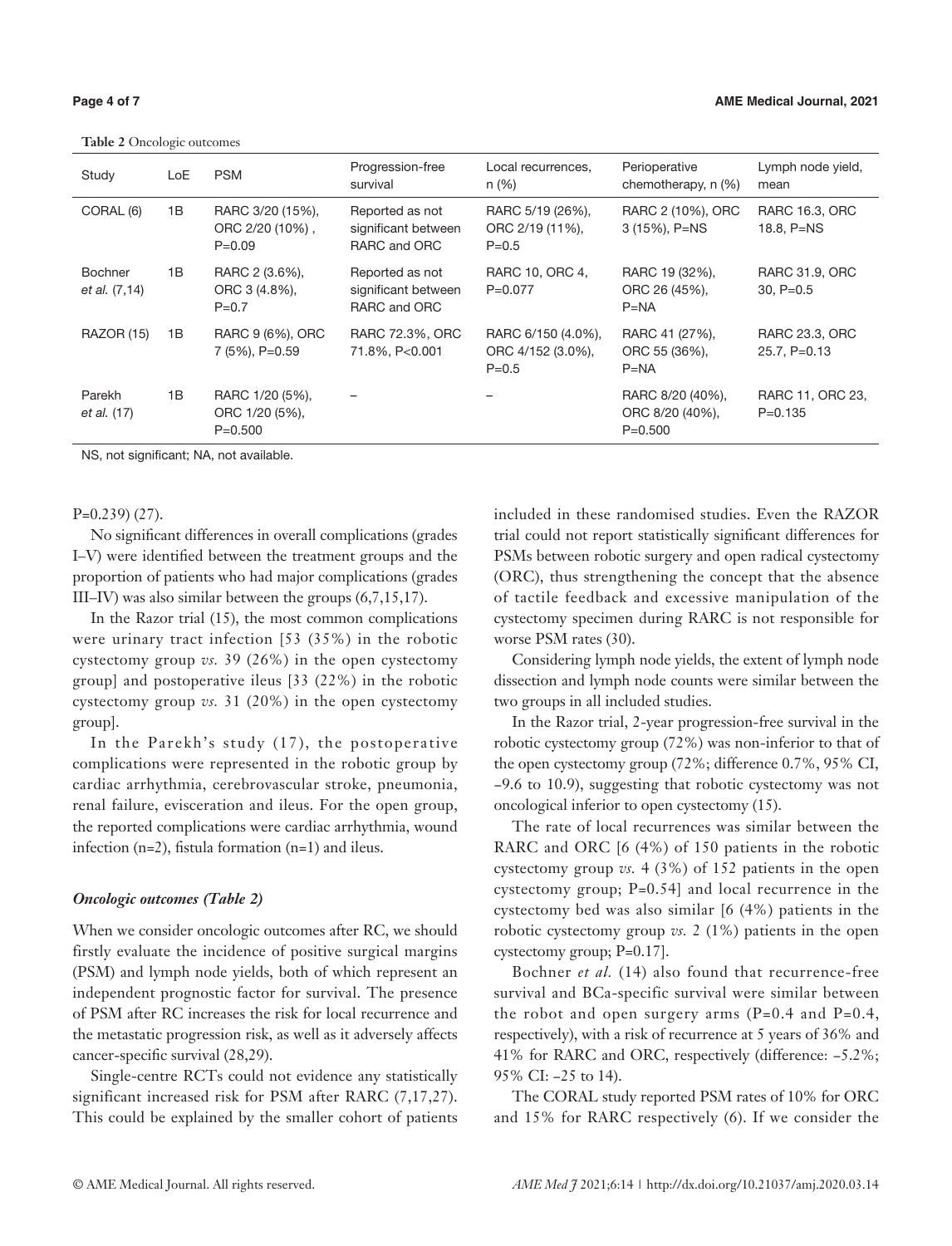**Table 2** Oncologic outcomes

| Study | LoE | PSM | Progression-free survival | Local recurrences, n (%) | Perioperative chemotherapy, n (%) | Lymph node yield, mean |
|---|---|---|---|---|---|---|
| CORAL (6) | 1B | RARC 3/20 (15%), ORC 2/20 (10%) , P=0.09 | Reported as not significant between RARC and ORC | RARC 5/19 (26%), ORC 2/19 (11%), P=0.5 | RARC 2 (10%), ORC 3 (15%), P=NS | RARC 16.3, ORC 18.8, P=NS |
| Bochner *et al.* (7,14) | 1B | RARC 2 (3.6%), ORC 3 (4.8%), P=0.7 | Reported as not significant between RARC and ORC | RARC 10, ORC 4, P=0.077 | RARC 19 (32%), ORC 26 (45%), P=NA | RARC 31.9, ORC 30, P=0.5 |
| RAZOR (15) | 1B | RARC 9 (6%), ORC 7 (5%), P=0.59 | RARC 72.3%, ORC 71.8%, P<0.001 | RARC 6/150 (4.0%), ORC 4/152 (3.0%), P=0.5 | RARC 41 (27%), ORC 55 (36%), P=NA | RARC 23.3, ORC 25.7, P=0.13 |
| Parekh *et al.* (17) | 1B | RARC 1/20 (5%), ORC 1/20 (5%), P=0.500 | – | – | RARC 8/20 (40%), ORC 8/20 (40%), P=0.500 | RARC 11, ORC 23, P=0.135 |

NS, not significant; NA, not available.

P=0.239) (27).

No significant differences in overall complications (grades I–V) were identified between the treatment groups and the proportion of patients who had major complications (grades III–IV) was also similar between the groups (6,7,15,17).

In the Razor trial (15), the most common complications were urinary tract infection [53 (35%) in the robotic cystectomy group *vs.* 39 (26%) in the open cystectomy group] and postoperative ileus [33 (22%) in the robotic cystectomy group *vs.* 31 (20%) in the open cystectomy group].

In the Parekh's study (17), the postoperative complications were represented in the robotic group by cardiac arrhythmia, cerebrovascular stroke, pneumonia, renal failure, evisceration and ileus. For the open group, the reported complications were cardiac arrhythmia, wound infection (n=2), fistula formation (n=1) and ileus.

### *Oncologic outcomes (Table 2)*

When we consider oncologic outcomes after RC, we should firstly evaluate the incidence of positive surgical margins (PSM) and lymph node yields, both of which represent an independent prognostic factor for survival. The presence of PSM after RC increases the risk for local recurrence and the metastatic progression risk, as well as it adversely affects cancer-specific survival (28,29).

Single-centre RCTs could not evidence any statistically significant increased risk for PSM after RARC (7,17,27). This could be explained by the smaller cohort of patients included in these randomised studies. Even the RAZOR trial could not report statistically significant differences for PSMs between robotic surgery and open radical cystectomy (ORC), thus strengthening the concept that the absence of tactile feedback and excessive manipulation of the cystectomy specimen during RARC is not responsible for worse PSM rates (30).

Considering lymph node yields, the extent of lymph node dissection and lymph node counts were similar between the two groups in all included studies.

In the Razor trial, 2-year progression-free survival in the robotic cystectomy group (72%) was non-inferior to that of the open cystectomy group (72%; difference 0.7%, 95% CI, −9.6 to 10.9), suggesting that robotic cystectomy was not oncological inferior to open cystectomy (15).

The rate of local recurrences was similar between the RARC and ORC [6 (4%) of 150 patients in the robotic cystectomy group *vs.* 4 (3%) of 152 patients in the open cystectomy group; P=0.54] and local recurrence in the cystectomy bed was also similar [6 (4%) patients in the robotic cystectomy group *vs.* 2 (1%) patients in the open cystectomy group; P=0.17].

Bochner *et al.* (14) also found that recurrence-free survival and BCa-specific survival were similar between the robot and open surgery arms (P=0.4 and P=0.4, respectively), with a risk of recurrence at 5 years of 36% and 41% for RARC and ORC, respectively (difference: −5.2%; 95% CI: −25 to 14).

The CORAL study reported PSM rates of 10% for ORC and 15% for RARC respectively (6). If we consider the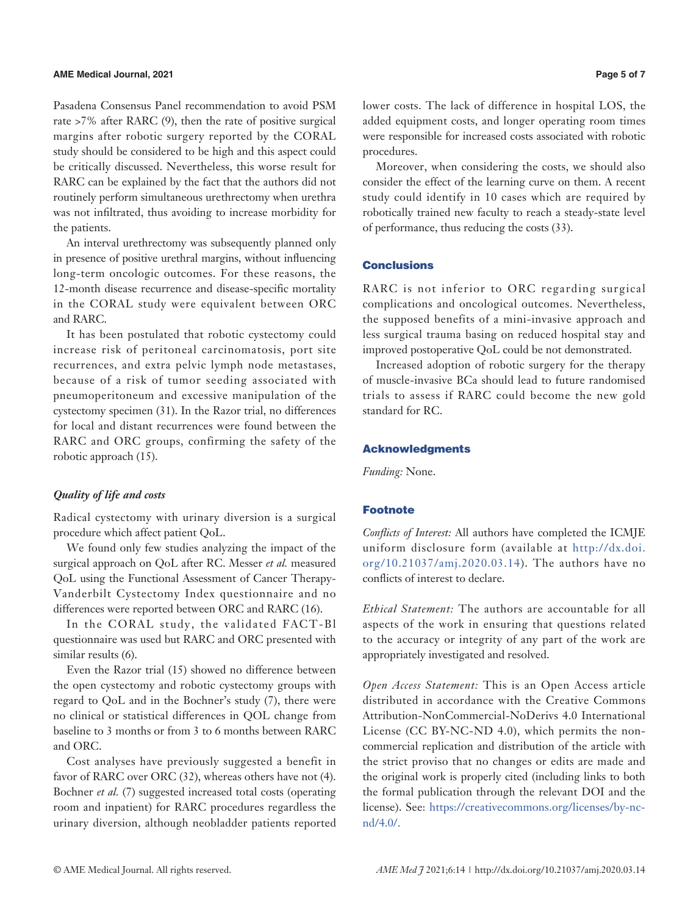Pasadena Consensus Panel recommendation to avoid PSM rate >7% after RARC (9), then the rate of positive surgical margins after robotic surgery reported by the CORAL study should be considered to be high and this aspect could be critically discussed. Nevertheless, this worse result for RARC can be explained by the fact that the authors did not routinely perform simultaneous urethrectomy when urethra was not infiltrated, thus avoiding to increase morbidity for the patients.

An interval urethrectomy was subsequently planned only in presence of positive urethral margins, without influencing long-term oncologic outcomes. For these reasons, the 12-month disease recurrence and disease-specific mortality in the CORAL study were equivalent between ORC and RARC.

It has been postulated that robotic cystectomy could increase risk of peritoneal carcinomatosis, port site recurrences, and extra pelvic lymph node metastases, because of a risk of tumor seeding associated with pneumoperitoneum and excessive manipulation of the cystectomy specimen (31). In the Razor trial, no differences for local and distant recurrences were found between the RARC and ORC groups, confirming the safety of the robotic approach (15).

### *Quality of life and costs*

Radical cystectomy with urinary diversion is a surgical procedure which affect patient QoL.

We found only few studies analyzing the impact of the surgical approach on QoL after RC. Messer *et al.* measured QoL using the Functional Assessment of Cancer Therapy-Vanderbilt Cystectomy Index questionnaire and no differences were reported between ORC and RARC (16).

In the CORAL study, the validated FACT-Bl questionnaire was used but RARC and ORC presented with similar results (6).

Even the Razor trial (15) showed no difference between the open cystectomy and robotic cystectomy groups with regard to QoL and in the Bochner's study (7), there were no clinical or statistical differences in QOL change from baseline to 3 months or from 3 to 6 months between RARC and ORC.

Cost analyses have previously suggested a benefit in favor of RARC over ORC (32), whereas others have not (4). Bochner *et al.* (7) suggested increased total costs (operating room and inpatient) for RARC procedures regardless the urinary diversion, although neobladder patients reported lower costs. The lack of difference in hospital LOS, the added equipment costs, and longer operating room times were responsible for increased costs associated with robotic procedures.

Moreover, when considering the costs, we should also consider the effect of the learning curve on them. A recent study could identify in 10 cases which are required by robotically trained new faculty to reach a steady-state level of performance, thus reducing the costs (33).

## Conclusions

RARC is not inferior to ORC regarding surgical complications and oncological outcomes. Nevertheless, the supposed benefits of a mini-invasive approach and less surgical trauma basing on reduced hospital stay and improved postoperative QoL could be not demonstrated.

Increased adoption of robotic surgery for the therapy of muscle-invasive BCa should lead to future randomised trials to assess if RARC could become the new gold standard for RC.

## Acknowledgments

*Funding:* None.

## Footnote

*Conflicts of Interest:* All authors have completed the ICMJE uniform disclosure form (available at http://dx.doi.org/10.21037/amj.2020.03.14). The authors have no conflicts of interest to declare.

*Ethical Statement:* The authors are accountable for all aspects of the work in ensuring that questions related to the accuracy or integrity of any part of the work are appropriately investigated and resolved.

*Open Access Statement:* This is an Open Access article distributed in accordance with the Creative Commons Attribution-NonCommercial-NoDerivs 4.0 International License (CC BY-NC-ND 4.0), which permits the non-commercial replication and distribution of the article with the strict proviso that no changes or edits are made and the original work is properly cited (including links to both the formal publication through the relevant DOI and the license). See: https://creativecommons.org/licenses/by-nc-nd/4.0/.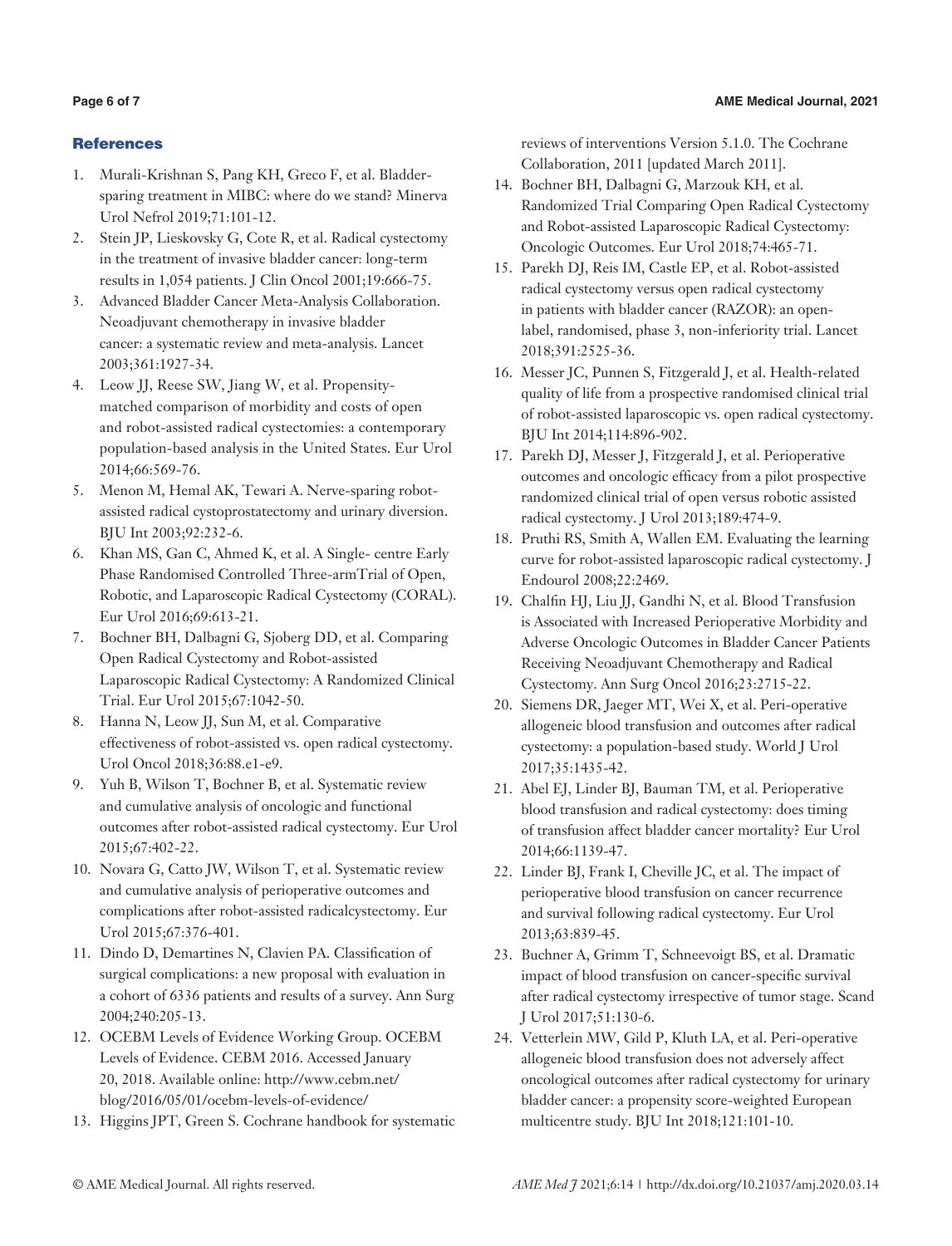## References

1. Murali-Krishnan S, Pang KH, Greco F, et al. Bladder-sparing treatment in MIBC: where do we stand? Minerva Urol Nefrol 2019;71:101-12.
2. Stein JP, Lieskovsky G, Cote R, et al. Radical cystectomy in the treatment of invasive bladder cancer: long-term results in 1,054 patients. J Clin Oncol 2001;19:666-75.
3. Advanced Bladder Cancer Meta-Analysis Collaboration. Neoadjuvant chemotherapy in invasive bladder cancer: a systematic review and meta-analysis. Lancet 2003;361:1927-34.
4. Leow JJ, Reese SW, Jiang W, et al. Propensity-matched comparison of morbidity and costs of open and robot-assisted radical cystectomies: a contemporary population-based analysis in the United States. Eur Urol 2014;66:569-76.
5. Menon M, Hemal AK, Tewari A. Nerve-sparing robot-assisted radical cystoprostatectomy and urinary diversion. BJU Int 2003;92:232-6.
6. Khan MS, Gan C, Ahmed K, et al. A Single- centre Early Phase Randomised Controlled Three-armTrial of Open, Robotic, and Laparoscopic Radical Cystectomy (CORAL). Eur Urol 2016;69:613-21.
7. Bochner BH, Dalbagni G, Sjoberg DD, et al. Comparing Open Radical Cystectomy and Robot-assisted Laparoscopic Radical Cystectomy: A Randomized Clinical Trial. Eur Urol 2015;67:1042-50.
8. Hanna N, Leow JJ, Sun M, et al. Comparative effectiveness of robot-assisted vs. open radical cystectomy. Urol Oncol 2018;36:88.e1-e9.
9. Yuh B, Wilson T, Bochner B, et al. Systematic review and cumulative analysis of oncologic and functional outcomes after robot-assisted radical cystectomy. Eur Urol 2015;67:402-22.
10. Novara G, Catto JW, Wilson T, et al. Systematic review and cumulative analysis of perioperative outcomes and complications after robot-assisted radicalcystectomy. Eur Urol 2015;67:376-401.
11. Dindo D, Demartines N, Clavien PA. Classification of surgical complications: a new proposal with evaluation in a cohort of 6336 patients and results of a survey. Ann Surg 2004;240:205-13.
12. OCEBM Levels of Evidence Working Group. OCEBM Levels of Evidence. CEBM 2016. Accessed January 20, 2018. Available online: http://www.cebm.net/blog/2016/05/01/ocebm-levels-of-evidence/
13. Higgins JPT, Green S. Cochrane handbook for systematic reviews of interventions Version 5.1.0. The Cochrane Collaboration, 2011 [updated March 2011].
14. Bochner BH, Dalbagni G, Marzouk KH, et al. Randomized Trial Comparing Open Radical Cystectomy and Robot-assisted Laparoscopic Radical Cystectomy: Oncologic Outcomes. Eur Urol 2018;74:465-71.
15. Parekh DJ, Reis IM, Castle EP, et al. Robot-assisted radical cystectomy versus open radical cystectomy in patients with bladder cancer (RAZOR): an open-label, randomised, phase 3, non-inferiority trial. Lancet 2018;391:2525-36.
16. Messer JC, Punnen S, Fitzgerald J, et al. Health-related quality of life from a prospective randomised clinical trial of robot-assisted laparoscopic vs. open radical cystectomy. BJU Int 2014;114:896-902.
17. Parekh DJ, Messer J, Fitzgerald J, et al. Perioperative outcomes and oncologic efficacy from a pilot prospective randomized clinical trial of open versus robotic assisted radical cystectomy. J Urol 2013;189:474-9.
18. Pruthi RS, Smith A, Wallen EM. Evaluating the learning curve for robot-assisted laparoscopic radical cystectomy. J Endourol 2008;22:2469.
19. Chalfin HJ, Liu JJ, Gandhi N, et al. Blood Transfusion is Associated with Increased Perioperative Morbidity and Adverse Oncologic Outcomes in Bladder Cancer Patients Receiving Neoadjuvant Chemotherapy and Radical Cystectomy. Ann Surg Oncol 2016;23:2715-22.
20. Siemens DR, Jaeger MT, Wei X, et al. Peri-operative allogeneic blood transfusion and outcomes after radical cystectomy: a population-based study. World J Urol 2017;35:1435-42.
21. Abel EJ, Linder BJ, Bauman TM, et al. Perioperative blood transfusion and radical cystectomy: does timing of transfusion affect bladder cancer mortality? Eur Urol 2014;66:1139-47.
22. Linder BJ, Frank I, Cheville JC, et al. The impact of perioperative blood transfusion on cancer recurrence and survival following radical cystectomy. Eur Urol 2013;63:839-45.
23. Buchner A, Grimm T, Schneevoigt BS, et al. Dramatic impact of blood transfusion on cancer-specific survival after radical cystectomy irrespective of tumor stage. Scand J Urol 2017;51:130-6.
24. Vetterlein MW, Gild P, Kluth LA, et al. Peri-operative allogeneic blood transfusion does not adversely affect oncological outcomes after radical cystectomy for urinary bladder cancer: a propensity score-weighted European multicentre study. BJU Int 2018;121:101-10.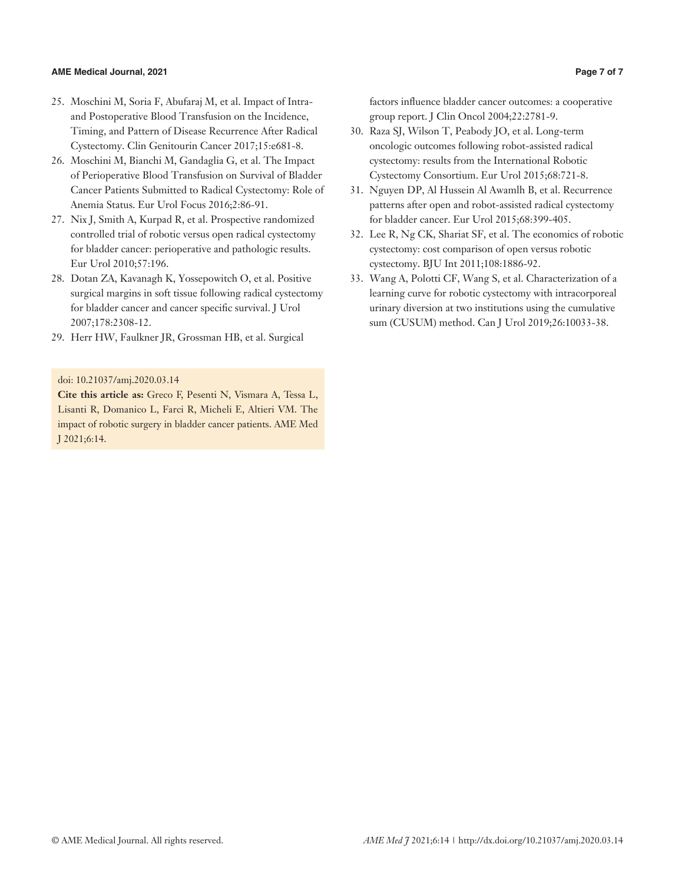25. Moschini M, Soria F, Abufaraj M, et al. Impact of Intra- and Postoperative Blood Transfusion on the Incidence, Timing, and Pattern of Disease Recurrence After Radical Cystectomy. Clin Genitourin Cancer 2017;15:e681-8.
26. Moschini M, Bianchi M, Gandaglia G, et al. The Impact of Perioperative Blood Transfusion on Survival of Bladder Cancer Patients Submitted to Radical Cystectomy: Role of Anemia Status. Eur Urol Focus 2016;2:86-91.
27. Nix J, Smith A, Kurpad R, et al. Prospective randomized controlled trial of robotic versus open radical cystectomy for bladder cancer: perioperative and pathologic results. Eur Urol 2010;57:196.
28. Dotan ZA, Kavanagh K, Yossepowitch O, et al. Positive surgical margins in soft tissue following radical cystectomy for bladder cancer and cancer specific survival. J Urol 2007;178:2308-12.
29. Herr HW, Faulkner JR, Grossman HB, et al. Surgical factors influence bladder cancer outcomes: a cooperative group report. J Clin Oncol 2004;22:2781-9.
30. Raza SJ, Wilson T, Peabody JO, et al. Long-term oncologic outcomes following robot-assisted radical cystectomy: results from the International Robotic Cystectomy Consortium. Eur Urol 2015;68:721-8.
31. Nguyen DP, Al Hussein Al Awamlh B, et al. Recurrence patterns after open and robot-assisted radical cystectomy for bladder cancer. Eur Urol 2015;68:399-405.
32. Lee R, Ng CK, Shariat SF, et al. The economics of robotic cystectomy: cost comparison of open versus robotic cystectomy. BJU Int 2011;108:1886-92.
33. Wang A, Polotti CF, Wang S, et al. Characterization of a learning curve for robotic cystectomy with intracorporeal urinary diversion at two institutions using the cumulative sum (CUSUM) method. Can J Urol 2019;26:10033-38.

doi: 10.21037/amj.2020.03.14

**Cite this article as:** Greco F, Pesenti N, Vismara A, Tessa L, Lisanti R, Domanico L, Farci R, Micheli E, Altieri VM. The impact of robotic surgery in bladder cancer patients. AME Med J 2021;6:14.